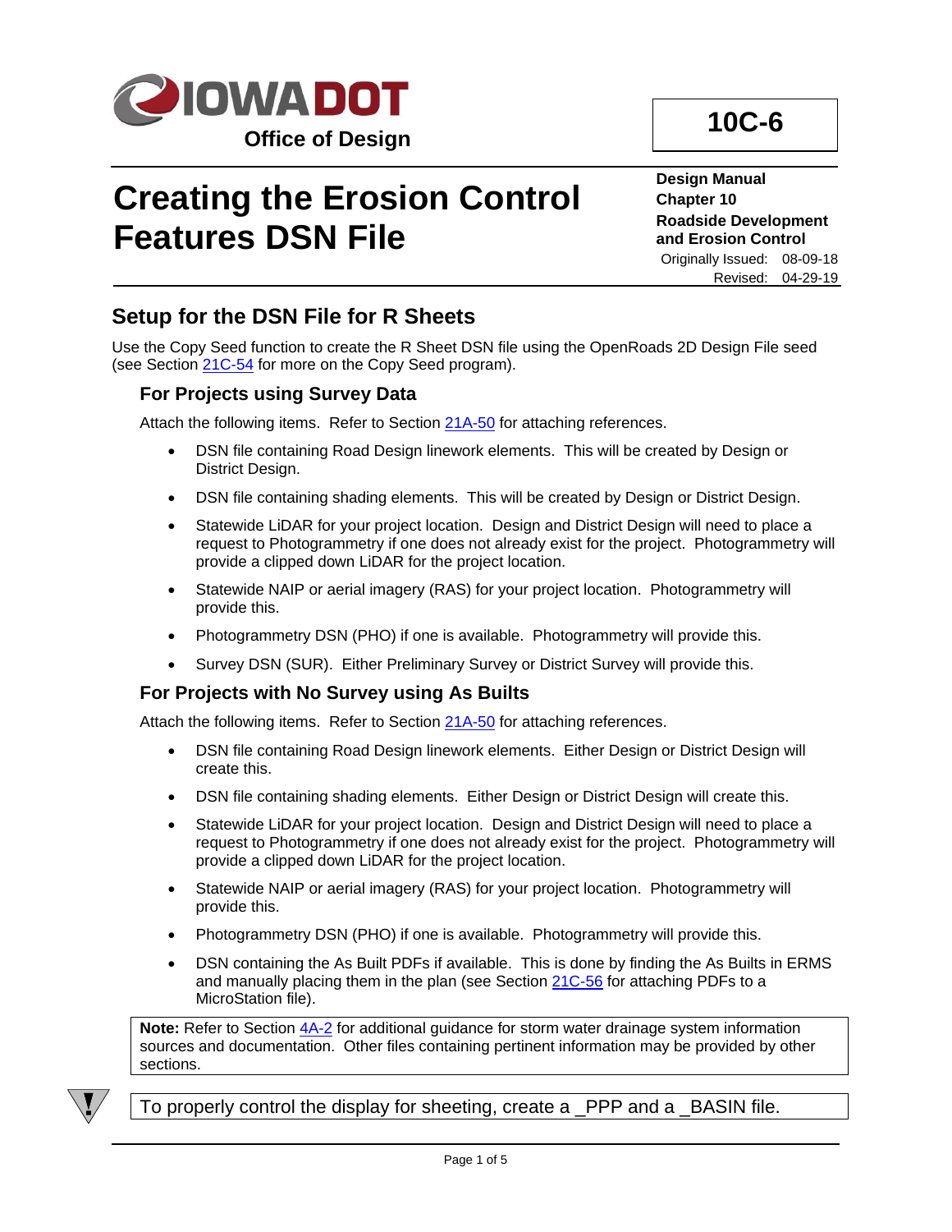IOWA DOT Office of Design

**10C-6**

# Creating the Erosion Control Features DSN File

**Design Manual**
**Chapter 10**
**Roadside Development and Erosion Control**
Originally Issued: 08-09-18
Revised: 04-29-19

## Setup for the DSN File for R Sheets

Use the Copy Seed function to create the R Sheet DSN file using the OpenRoads 2D Design File seed (see Section 21C-54 for more on the Copy Seed program).

### For Projects using Survey Data

Attach the following items. Refer to Section 21A-50 for attaching references.

- DSN file containing Road Design linework elements. This will be created by Design or District Design.
- DSN file containing shading elements. This will be created by Design or District Design.
- Statewide LiDAR for your project location. Design and District Design will need to place a request to Photogrammetry if one does not already exist for the project. Photogrammetry will provide a clipped down LiDAR for the project location.
- Statewide NAIP or aerial imagery (RAS) for your project location. Photogrammetry will provide this.
- Photogrammetry DSN (PHO) if one is available. Photogrammetry will provide this.
- Survey DSN (SUR). Either Preliminary Survey or District Survey will provide this.

### For Projects with No Survey using As Builts

Attach the following items. Refer to Section 21A-50 for attaching references.

- DSN file containing Road Design linework elements. Either Design or District Design will create this.
- DSN file containing shading elements. Either Design or District Design will create this.
- Statewide LiDAR for your project location. Design and District Design will need to place a request to Photogrammetry if one does not already exist for the project. Photogrammetry will provide a clipped down LiDAR for the project location.
- Statewide NAIP or aerial imagery (RAS) for your project location. Photogrammetry will provide this.
- Photogrammetry DSN (PHO) if one is available. Photogrammetry will provide this.
- DSN containing the As Built PDFs if available. This is done by finding the As Builts in ERMS and manually placing them in the plan (see Section 21C-56 for attaching PDFs to a MicroStation file).

**Note:** Refer to Section 4A-2 for additional guidance for storm water drainage system information sources and documentation. Other files containing pertinent information may be provided by other sections.

To properly control the display for sheeting, create a _PPP and a _BASIN file.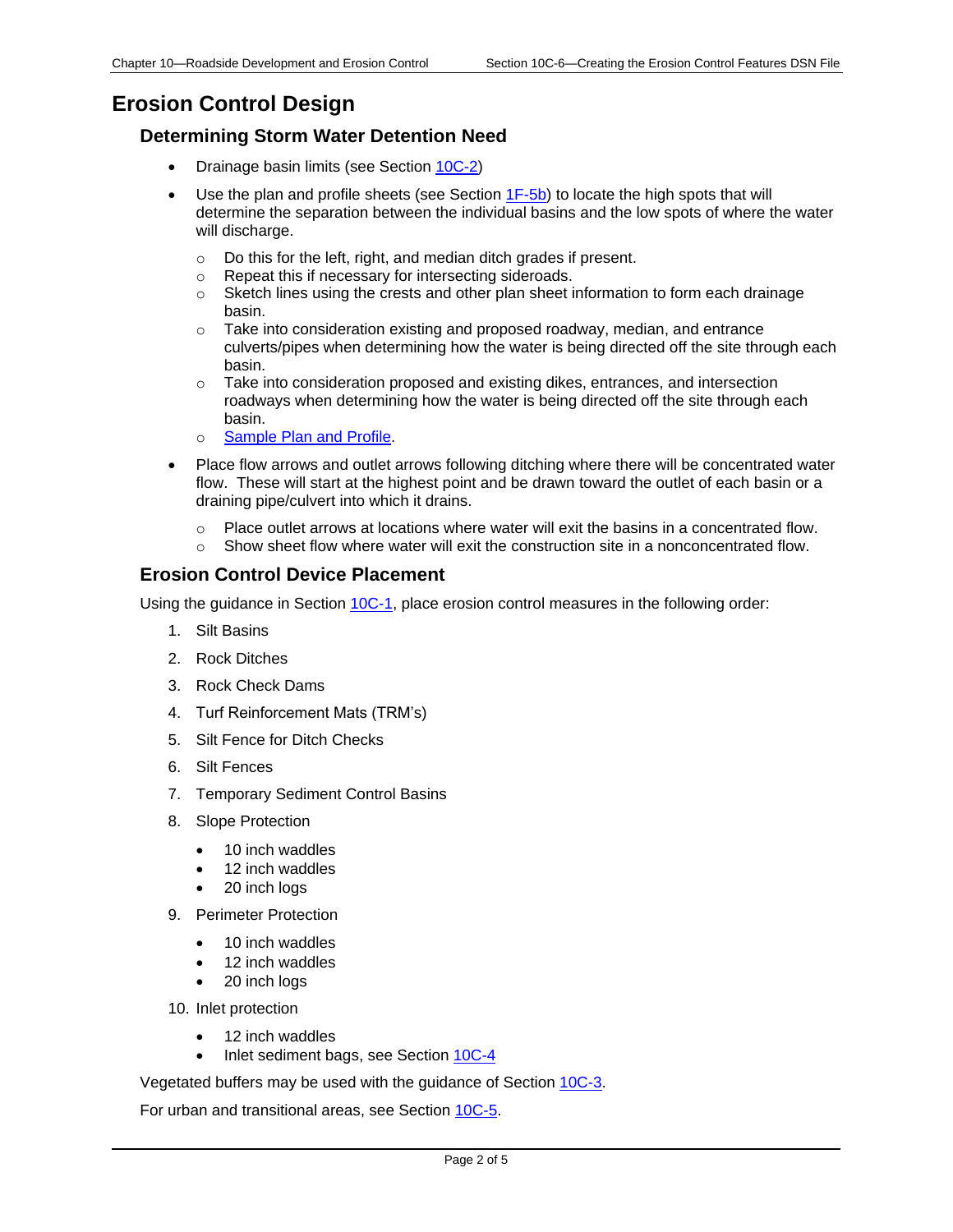# Erosion Control Design

## Determining Storm Water Detention Need

- Drainage basin limits (see Section 10C-2)
- Use the plan and profile sheets (see Section 1F-5b) to locate the high spots that will determine the separation between the individual basins and the low spots of where the water will discharge.
  - Do this for the left, right, and median ditch grades if present.
  - Repeat this if necessary for intersecting sideroads.
  - Sketch lines using the crests and other plan sheet information to form each drainage basin.
  - Take into consideration existing and proposed roadway, median, and entrance culverts/pipes when determining how the water is being directed off the site through each basin.
  - Take into consideration proposed and existing dikes, entrances, and intersection roadways when determining how the water is being directed off the site through each basin.
  - Sample Plan and Profile.
- Place flow arrows and outlet arrows following ditching where there will be concentrated water flow. These will start at the highest point and be drawn toward the outlet of each basin or a draining pipe/culvert into which it drains.
  - Place outlet arrows at locations where water will exit the basins in a concentrated flow.
  - Show sheet flow where water will exit the construction site in a nonconcentrated flow.

## Erosion Control Device Placement

Using the guidance in Section 10C-1, place erosion control measures in the following order:

1. Silt Basins
2. Rock Ditches
3. Rock Check Dams
4. Turf Reinforcement Mats (TRM's)
5. Silt Fence for Ditch Checks
6. Silt Fences
7. Temporary Sediment Control Basins
8. Slope Protection
   - 10 inch waddles
   - 12 inch waddles
   - 20 inch logs
9. Perimeter Protection
   - 10 inch waddles
   - 12 inch waddles
   - 20 inch logs
10. Inlet protection
    - 12 inch waddles
    - Inlet sediment bags, see Section 10C-4

Vegetated buffers may be used with the guidance of Section 10C-3.

For urban and transitional areas, see Section 10C-5.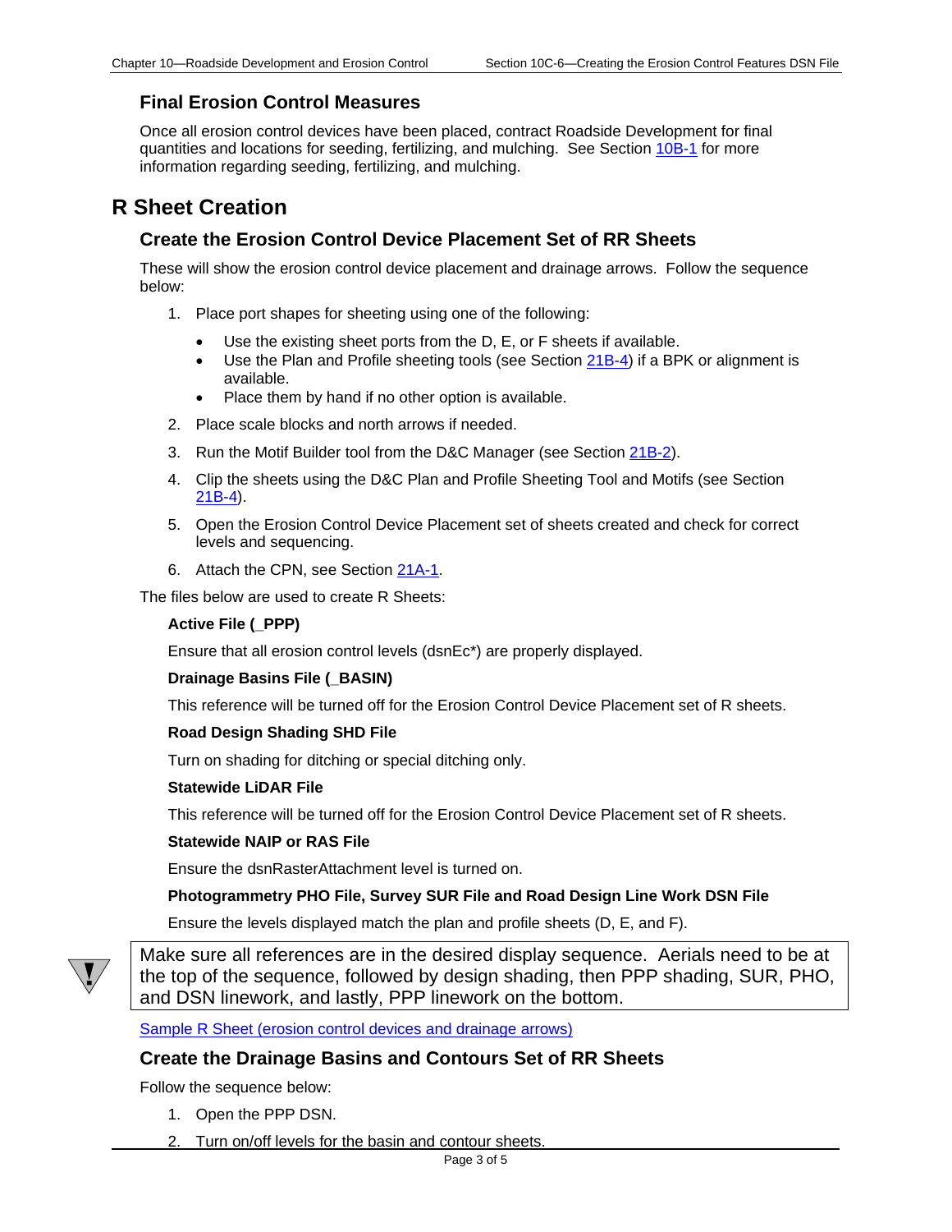### Final Erosion Control Measures

Once all erosion control devices have been placed, contract Roadside Development for final quantities and locations for seeding, fertilizing, and mulching. See Section 10B-1 for more information regarding seeding, fertilizing, and mulching.

## R Sheet Creation

### Create the Erosion Control Device Placement Set of RR Sheets

These will show the erosion control device placement and drainage arrows. Follow the sequence below:

1. Place port shapes for sheeting using one of the following:
   - Use the existing sheet ports from the D, E, or F sheets if available.
   - Use the Plan and Profile sheeting tools (see Section 21B-4) if a BPK or alignment is available.
   - Place them by hand if no other option is available.
2. Place scale blocks and north arrows if needed.
3. Run the Motif Builder tool from the D&C Manager (see Section 21B-2).
4. Clip the sheets using the D&C Plan and Profile Sheeting Tool and Motifs (see Section 21B-4).
5. Open the Erosion Control Device Placement set of sheets created and check for correct levels and sequencing.
6. Attach the CPN, see Section 21A-1.

The files below are used to create R Sheets:

**Active File (_PPP)**

Ensure that all erosion control levels (dsnEc*) are properly displayed.

**Drainage Basins File (_BASIN)**

This reference will be turned off for the Erosion Control Device Placement set of R sheets.

**Road Design Shading SHD File**

Turn on shading for ditching or special ditching only.

**Statewide LiDAR File**

This reference will be turned off for the Erosion Control Device Placement set of R sheets.

**Statewide NAIP or RAS File**

Ensure the dsnRasterAttachment level is turned on.

**Photogrammetry PHO File, Survey SUR File and Road Design Line Work DSN File**

Ensure the levels displayed match the plan and profile sheets (D, E, and F).

> Make sure all references are in the desired display sequence. Aerials need to be at the top of the sequence, followed by design shading, then PPP shading, SUR, PHO, and DSN linework, and lastly, PPP linework on the bottom.

Sample R Sheet (erosion control devices and drainage arrows)

### Create the Drainage Basins and Contours Set of RR Sheets

Follow the sequence below:

1. Open the PPP DSN.
2. Turn on/off levels for the basin and contour sheets.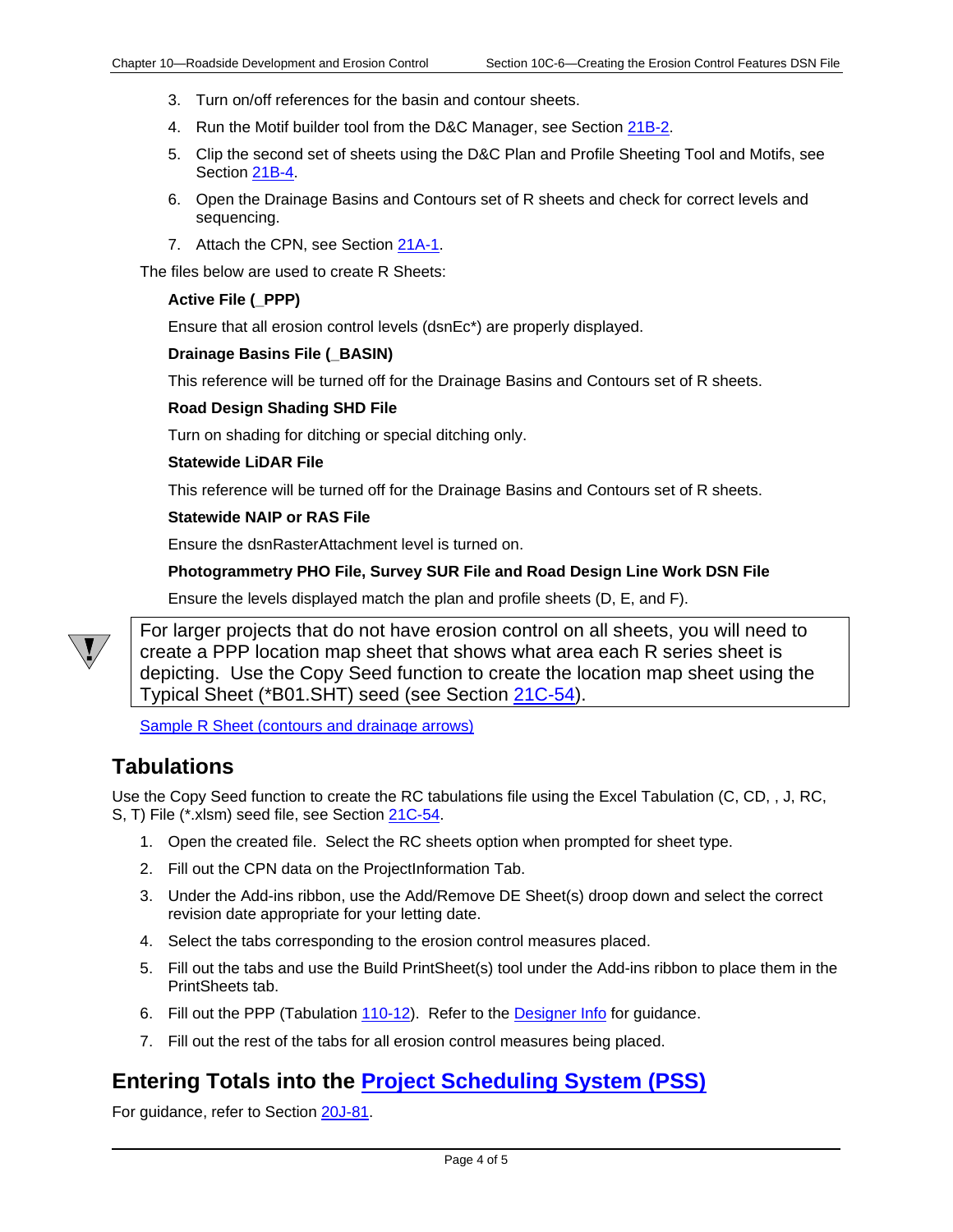3. Turn on/off references for the basin and contour sheets.
4. Run the Motif builder tool from the D&C Manager, see Section 21B-2.
5. Clip the second set of sheets using the D&C Plan and Profile Sheeting Tool and Motifs, see Section 21B-4.
6. Open the Drainage Basins and Contours set of R sheets and check for correct levels and sequencing.
7. Attach the CPN, see Section 21A-1.

The files below are used to create R Sheets:

**Active File (_PPP)**

Ensure that all erosion control levels (dsnEc*) are properly displayed.

**Drainage Basins File (_BASIN)**

This reference will be turned off for the Drainage Basins and Contours set of R sheets.

**Road Design Shading SHD File**

Turn on shading for ditching or special ditching only.

**Statewide LiDAR File**

This reference will be turned off for the Drainage Basins and Contours set of R sheets.

**Statewide NAIP or RAS File**

Ensure the dsnRasterAttachment level is turned on.

**Photogrammetry PHO File, Survey SUR File and Road Design Line Work DSN File**

Ensure the levels displayed match the plan and profile sheets (D, E, and F).

> For larger projects that do not have erosion control on all sheets, you will need to create a PPP location map sheet that shows what area each R series sheet is depicting. Use the Copy Seed function to create the location map sheet using the Typical Sheet (*B01.SHT) seed (see Section 21C-54).

Sample R Sheet (contours and drainage arrows)

## Tabulations

Use the Copy Seed function to create the RC tabulations file using the Excel Tabulation (C, CD, , J, RC, S, T) File (*.xlsm) seed file, see Section 21C-54.

1. Open the created file. Select the RC sheets option when prompted for sheet type.
2. Fill out the CPN data on the ProjectInformation Tab.
3. Under the Add-ins ribbon, use the Add/Remove DE Sheet(s) droop down and select the correct revision date appropriate for your letting date.
4. Select the tabs corresponding to the erosion control measures placed.
5. Fill out the tabs and use the Build PrintSheet(s) tool under the Add-ins ribbon to place them in the PrintSheets tab.
6. Fill out the PPP (Tabulation 110-12). Refer to the Designer Info for guidance.
7. Fill out the rest of the tabs for all erosion control measures being placed.

## Entering Totals into the Project Scheduling System (PSS)

For guidance, refer to Section 20J-81.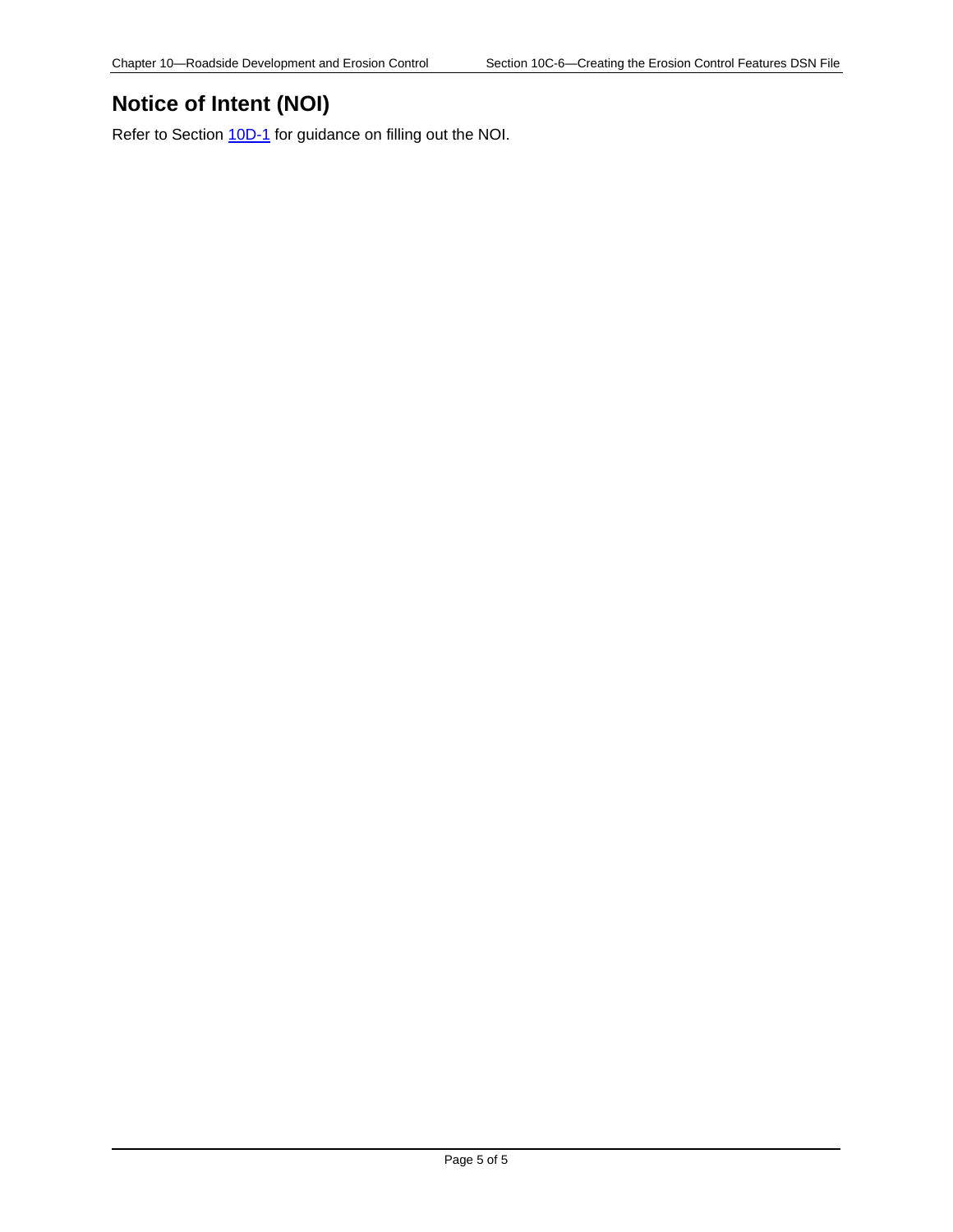## Notice of Intent (NOI)

Refer to Section 10D-1 for guidance on filling out the NOI.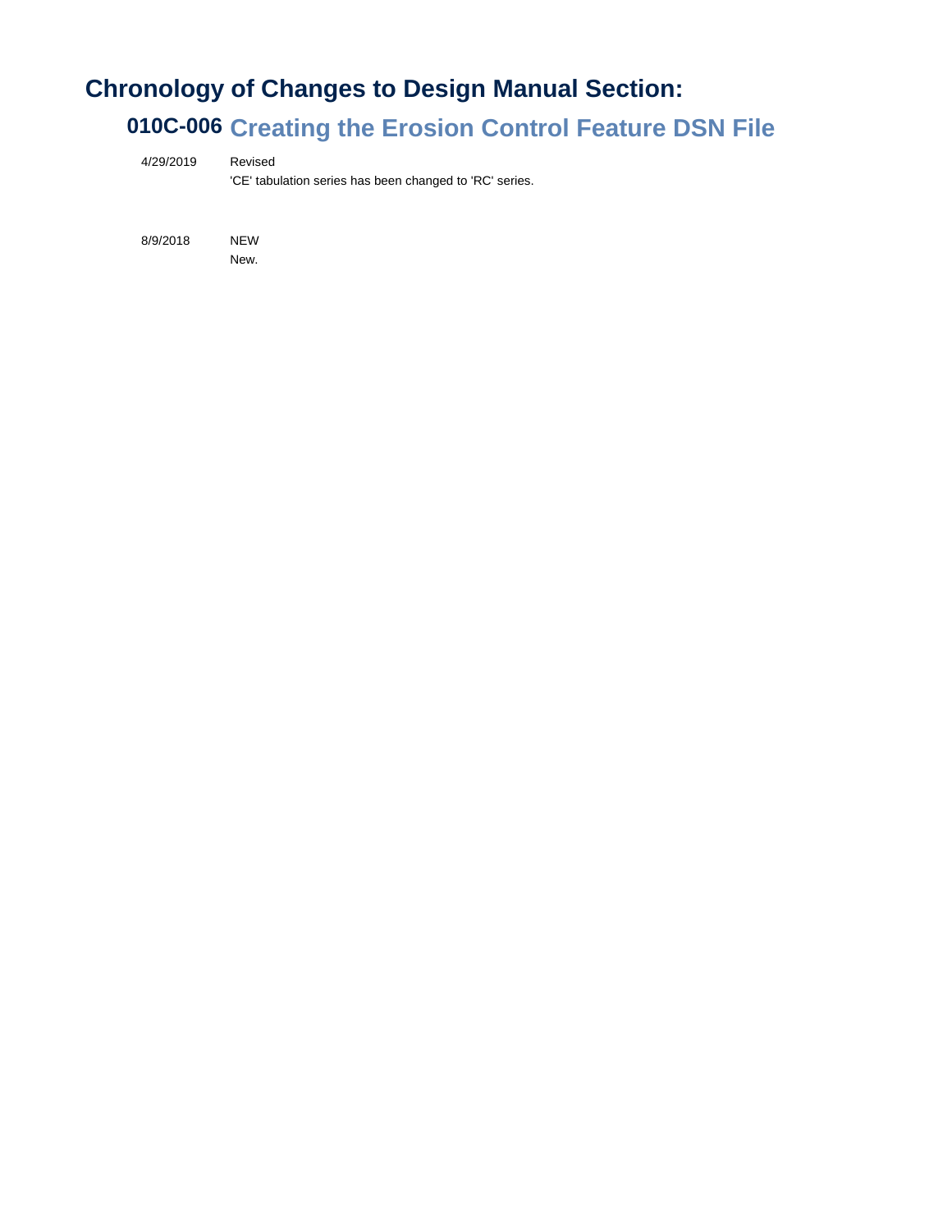# Chronology of Changes to Design Manual Section:

## 010C-006 Creating the Erosion Control Feature DSN File

| | | |
|---|---|---|
| 4/29/2019 | Revised<br>'CE' tabulation series has been changed to 'RC' series. | |
| 8/9/2018 | NEW<br>New. | |